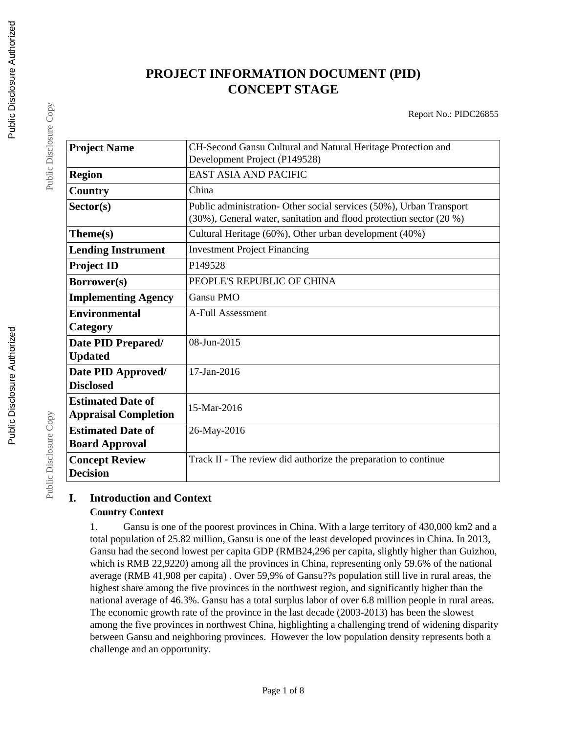# PROJECT INFORMATION DOCUMENT (PID)
# CONCEPT STAGE

Report No.: PIDC26855

| **Project Name** | CH-Second Gansu Cultural and Natural Heritage Protection and Development Project (P149528) |
|---|---|
| **Region** | EAST ASIA AND PACIFIC |
| **Country** | China |
| **Sector(s)** | Public administration- Other social services (50%), Urban Transport (30%), General water, sanitation and flood protection sector (20 %) |
| **Theme(s)** | Cultural Heritage (60%), Other urban development (40%) |
| **Lending Instrument** | Investment Project Financing |
| **Project ID** | P149528 |
| **Borrower(s)** | PEOPLE'S REPUBLIC OF CHINA |
| **Implementing Agency** | Gansu PMO |
| **Environmental Category** | A-Full Assessment |
| **Date PID Prepared/ Updated** | 08-Jun-2015 |
| **Date PID Approved/ Disclosed** | 17-Jan-2016 |
| **Estimated Date of Appraisal Completion** | 15-Mar-2016 |
| **Estimated Date of Board Approval** | 26-May-2016 |
| **Concept Review Decision** | Track II - The review did authorize the preparation to continue |

## I. Introduction and Context

### Country Context

1. Gansu is one of the poorest provinces in China. With a large territory of 430,000 km2 and a total population of 25.82 million, Gansu is one of the least developed provinces in China. In 2013, Gansu had the second lowest per capita GDP (RMB24,296 per capita, slightly higher than Guizhou, which is RMB 22,9220) among all the provinces in China, representing only 59.6% of the national average (RMB 41,908 per capita) . Over 59,9% of Gansu??s population still live in rural areas, the highest share among the five provinces in the northwest region, and significantly higher than the national average of 46.3%. Gansu has a total surplus labor of over 6.8 million people in rural areas. The economic growth rate of the province in the last decade (2003-2013) has been the slowest among the five provinces in northwest China, highlighting a challenging trend of widening disparity between Gansu and neighboring provinces. However the low population density represents both a challenge and an opportunity.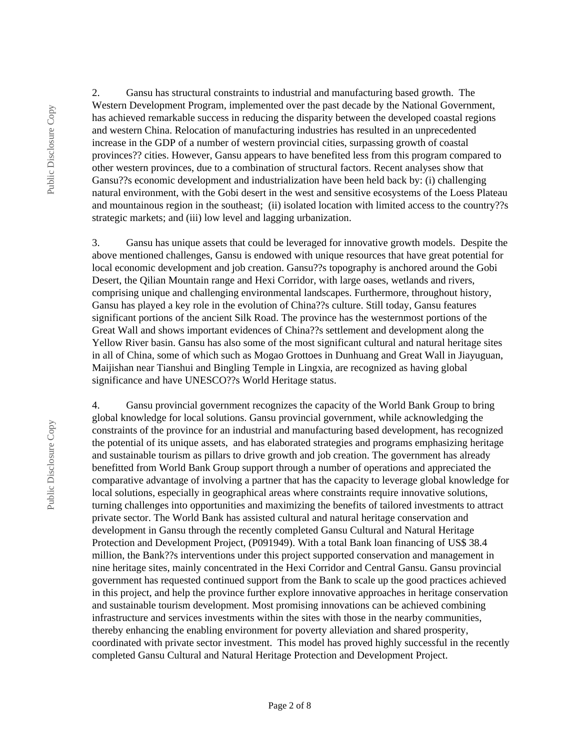2. Gansu has structural constraints to industrial and manufacturing based growth. The Western Development Program, implemented over the past decade by the National Government, has achieved remarkable success in reducing the disparity between the developed coastal regions and western China. Relocation of manufacturing industries has resulted in an unprecedented increase in the GDP of a number of western provincial cities, surpassing growth of coastal provinces?? cities. However, Gansu appears to have benefited less from this program compared to other western provinces, due to a combination of structural factors. Recent analyses show that Gansu??s economic development and industrialization have been held back by: (i) challenging natural environment, with the Gobi desert in the west and sensitive ecosystems of the Loess Plateau and mountainous region in the southeast; (ii) isolated location with limited access to the country??s strategic markets; and (iii) low level and lagging urbanization.

3. Gansu has unique assets that could be leveraged for innovative growth models. Despite the above mentioned challenges, Gansu is endowed with unique resources that have great potential for local economic development and job creation. Gansu??s topography is anchored around the Gobi Desert, the Qilian Mountain range and Hexi Corridor, with large oases, wetlands and rivers, comprising unique and challenging environmental landscapes. Furthermore, throughout history, Gansu has played a key role in the evolution of China??s culture. Still today, Gansu features significant portions of the ancient Silk Road. The province has the westernmost portions of the Great Wall and shows important evidences of China??s settlement and development along the Yellow River basin. Gansu has also some of the most significant cultural and natural heritage sites in all of China, some of which such as Mogao Grottoes in Dunhuang and Great Wall in Jiayuguan, Maijishan near Tianshui and Bingling Temple in Lingxia, are recognized as having global significance and have UNESCO??s World Heritage status.

4. Gansu provincial government recognizes the capacity of the World Bank Group to bring global knowledge for local solutions. Gansu provincial government, while acknowledging the constraints of the province for an industrial and manufacturing based development, has recognized the potential of its unique assets, and has elaborated strategies and programs emphasizing heritage and sustainable tourism as pillars to drive growth and job creation. The government has already benefitted from World Bank Group support through a number of operations and appreciated the comparative advantage of involving a partner that has the capacity to leverage global knowledge for local solutions, especially in geographical areas where constraints require innovative solutions, turning challenges into opportunities and maximizing the benefits of tailored investments to attract private sector. The World Bank has assisted cultural and natural heritage conservation and development in Gansu through the recently completed Gansu Cultural and Natural Heritage Protection and Development Project, (P091949). With a total Bank loan financing of US$ 38.4 million, the Bank??s interventions under this project supported conservation and management in nine heritage sites, mainly concentrated in the Hexi Corridor and Central Gansu. Gansu provincial government has requested continued support from the Bank to scale up the good practices achieved in this project, and help the province further explore innovative approaches in heritage conservation and sustainable tourism development. Most promising innovations can be achieved combining infrastructure and services investments within the sites with those in the nearby communities, thereby enhancing the enabling environment for poverty alleviation and shared prosperity, coordinated with private sector investment. This model has proved highly successful in the recently completed Gansu Cultural and Natural Heritage Protection and Development Project.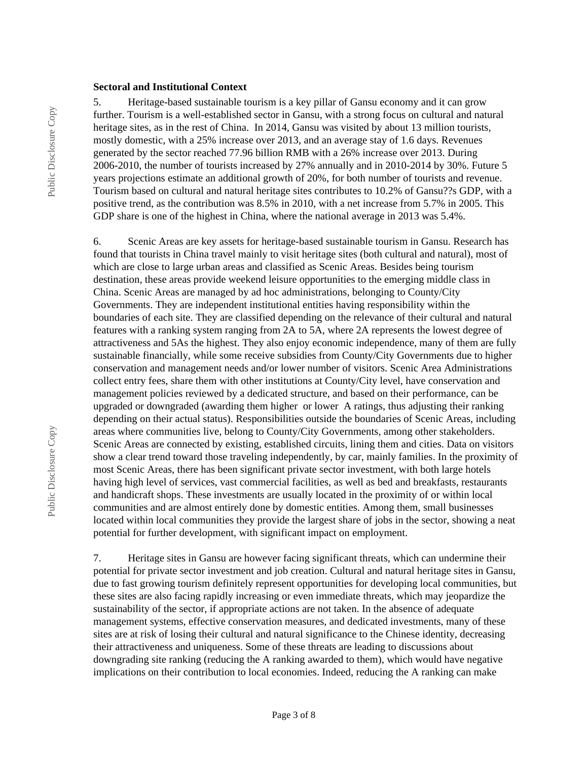**Sectoral and Institutional Context**

5. Heritage-based sustainable tourism is a key pillar of Gansu economy and it can grow further. Tourism is a well-established sector in Gansu, with a strong focus on cultural and natural heritage sites, as in the rest of China. In 2014, Gansu was visited by about 13 million tourists, mostly domestic, with a 25% increase over 2013, and an average stay of 1.6 days. Revenues generated by the sector reached 77.96 billion RMB with a 26% increase over 2013. During 2006-2010, the number of tourists increased by 27% annually and in 2010-2014 by 30%. Future 5 years projections estimate an additional growth of 20%, for both number of tourists and revenue. Tourism based on cultural and natural heritage sites contributes to 10.2% of Gansu??s GDP, with a positive trend, as the contribution was 8.5% in 2010, with a net increase from 5.7% in 2005. This GDP share is one of the highest in China, where the national average in 2013 was 5.4%.

6. Scenic Areas are key assets for heritage-based sustainable tourism in Gansu. Research has found that tourists in China travel mainly to visit heritage sites (both cultural and natural), most of which are close to large urban areas and classified as Scenic Areas. Besides being tourism destination, these areas provide weekend leisure opportunities to the emerging middle class in China. Scenic Areas are managed by ad hoc administrations, belonging to County/City Governments. They are independent institutional entities having responsibility within the boundaries of each site. They are classified depending on the relevance of their cultural and natural features with a ranking system ranging from 2A to 5A, where 2A represents the lowest degree of attractiveness and 5As the highest. They also enjoy economic independence, many of them are fully sustainable financially, while some receive subsidies from County/City Governments due to higher conservation and management needs and/or lower number of visitors. Scenic Area Administrations collect entry fees, share them with other institutions at County/City level, have conservation and management policies reviewed by a dedicated structure, and based on their performance, can be upgraded or downgraded (awarding them higher or lower A ratings, thus adjusting their ranking depending on their actual status). Responsibilities outside the boundaries of Scenic Areas, including areas where communities live, belong to County/City Governments, among other stakeholders. Scenic Areas are connected by existing, established circuits, lining them and cities. Data on visitors show a clear trend toward those traveling independently, by car, mainly families. In the proximity of most Scenic Areas, there has been significant private sector investment, with both large hotels having high level of services, vast commercial facilities, as well as bed and breakfasts, restaurants and handicraft shops. These investments are usually located in the proximity of or within local communities and are almost entirely done by domestic entities. Among them, small businesses located within local communities they provide the largest share of jobs in the sector, showing a neat potential for further development, with significant impact on employment.

7. Heritage sites in Gansu are however facing significant threats, which can undermine their potential for private sector investment and job creation. Cultural and natural heritage sites in Gansu, due to fast growing tourism definitely represent opportunities for developing local communities, but these sites are also facing rapidly increasing or even immediate threats, which may jeopardize the sustainability of the sector, if appropriate actions are not taken. In the absence of adequate management systems, effective conservation measures, and dedicated investments, many of these sites are at risk of losing their cultural and natural significance to the Chinese identity, decreasing their attractiveness and uniqueness. Some of these threats are leading to discussions about downgrading site ranking (reducing the A ranking awarded to them), which would have negative implications on their contribution to local economies. Indeed, reducing the A ranking can make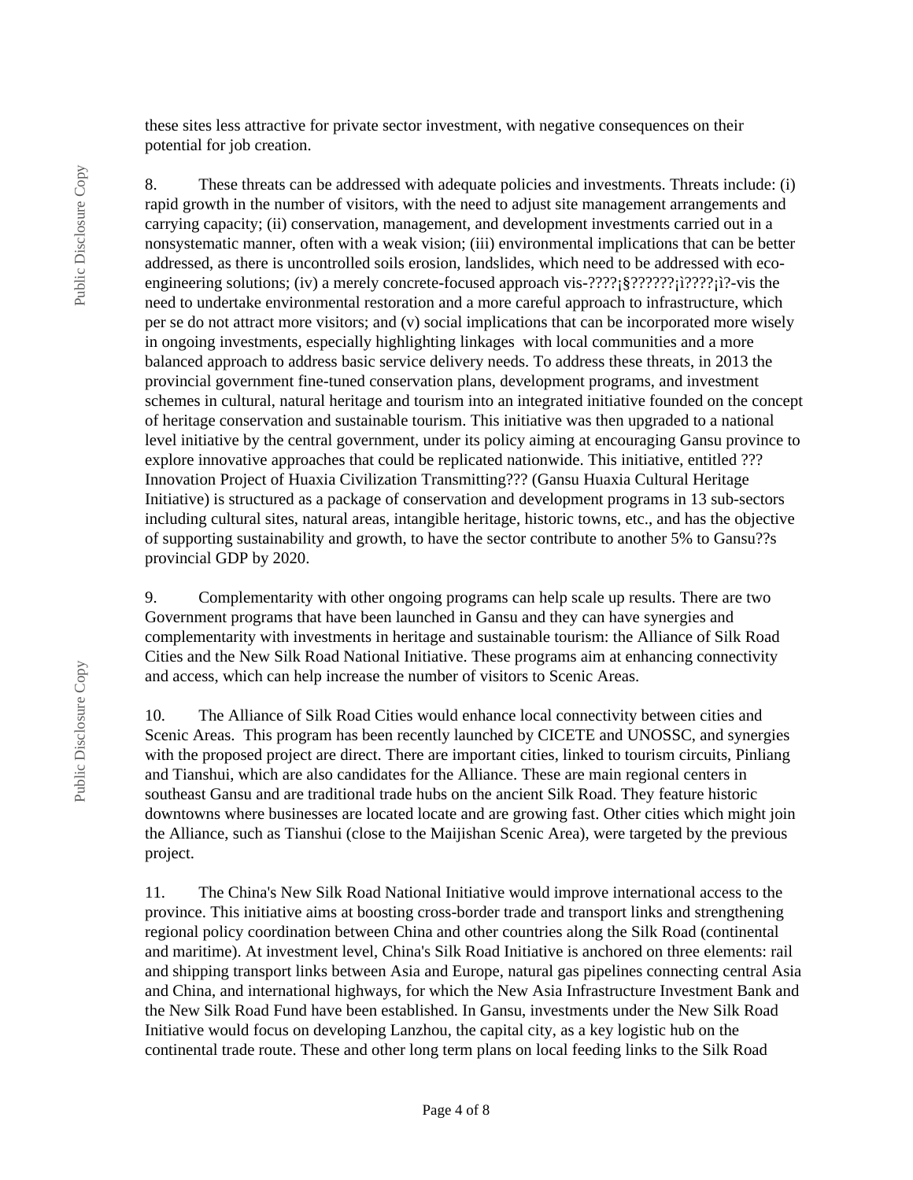these sites less attractive for private sector investment, with negative consequences on their potential for job creation.

8. These threats can be addressed with adequate policies and investments. Threats include: (i) rapid growth in the number of visitors, with the need to adjust site management arrangements and carrying capacity; (ii) conservation, management, and development investments carried out in a nonsystematic manner, often with a weak vision; (iii) environmental implications that can be better addressed, as there is uncontrolled soils erosion, landslides, which need to be addressed with eco-engineering solutions; (iv) a merely concrete-focused approach vis-????¡§??????¡ì????¡ì?-vis the need to undertake environmental restoration and a more careful approach to infrastructure, which per se do not attract more visitors; and (v) social implications that can be incorporated more wisely in ongoing investments, especially highlighting linkages with local communities and a more balanced approach to address basic service delivery needs. To address these threats, in 2013 the provincial government fine-tuned conservation plans, development programs, and investment schemes in cultural, natural heritage and tourism into an integrated initiative founded on the concept of heritage conservation and sustainable tourism. This initiative was then upgraded to a national level initiative by the central government, under its policy aiming at encouraging Gansu province to explore innovative approaches that could be replicated nationwide. This initiative, entitled ??? Innovation Project of Huaxia Civilization Transmitting??? (Gansu Huaxia Cultural Heritage Initiative) is structured as a package of conservation and development programs in 13 sub-sectors including cultural sites, natural areas, intangible heritage, historic towns, etc., and has the objective of supporting sustainability and growth, to have the sector contribute to another 5% to Gansu??s provincial GDP by 2020.

9. Complementarity with other ongoing programs can help scale up results. There are two Government programs that have been launched in Gansu and they can have synergies and complementarity with investments in heritage and sustainable tourism: the Alliance of Silk Road Cities and the New Silk Road National Initiative. These programs aim at enhancing connectivity and access, which can help increase the number of visitors to Scenic Areas.

10. The Alliance of Silk Road Cities would enhance local connectivity between cities and Scenic Areas. This program has been recently launched by CICETE and UNOSSC, and synergies with the proposed project are direct. There are important cities, linked to tourism circuits, Pinliang and Tianshui, which are also candidates for the Alliance. These are main regional centers in southeast Gansu and are traditional trade hubs on the ancient Silk Road. They feature historic downtowns where businesses are located locate and are growing fast. Other cities which might join the Alliance, such as Tianshui (close to the Maijishan Scenic Area), were targeted by the previous project.

11. The China's New Silk Road National Initiative would improve international access to the province. This initiative aims at boosting cross-border trade and transport links and strengthening regional policy coordination between China and other countries along the Silk Road (continental and maritime). At investment level, China's Silk Road Initiative is anchored on three elements: rail and shipping transport links between Asia and Europe, natural gas pipelines connecting central Asia and China, and international highways, for which the New Asia Infrastructure Investment Bank and the New Silk Road Fund have been established. In Gansu, investments under the New Silk Road Initiative would focus on developing Lanzhou, the capital city, as a key logistic hub on the continental trade route. These and other long term plans on local feeding links to the Silk Road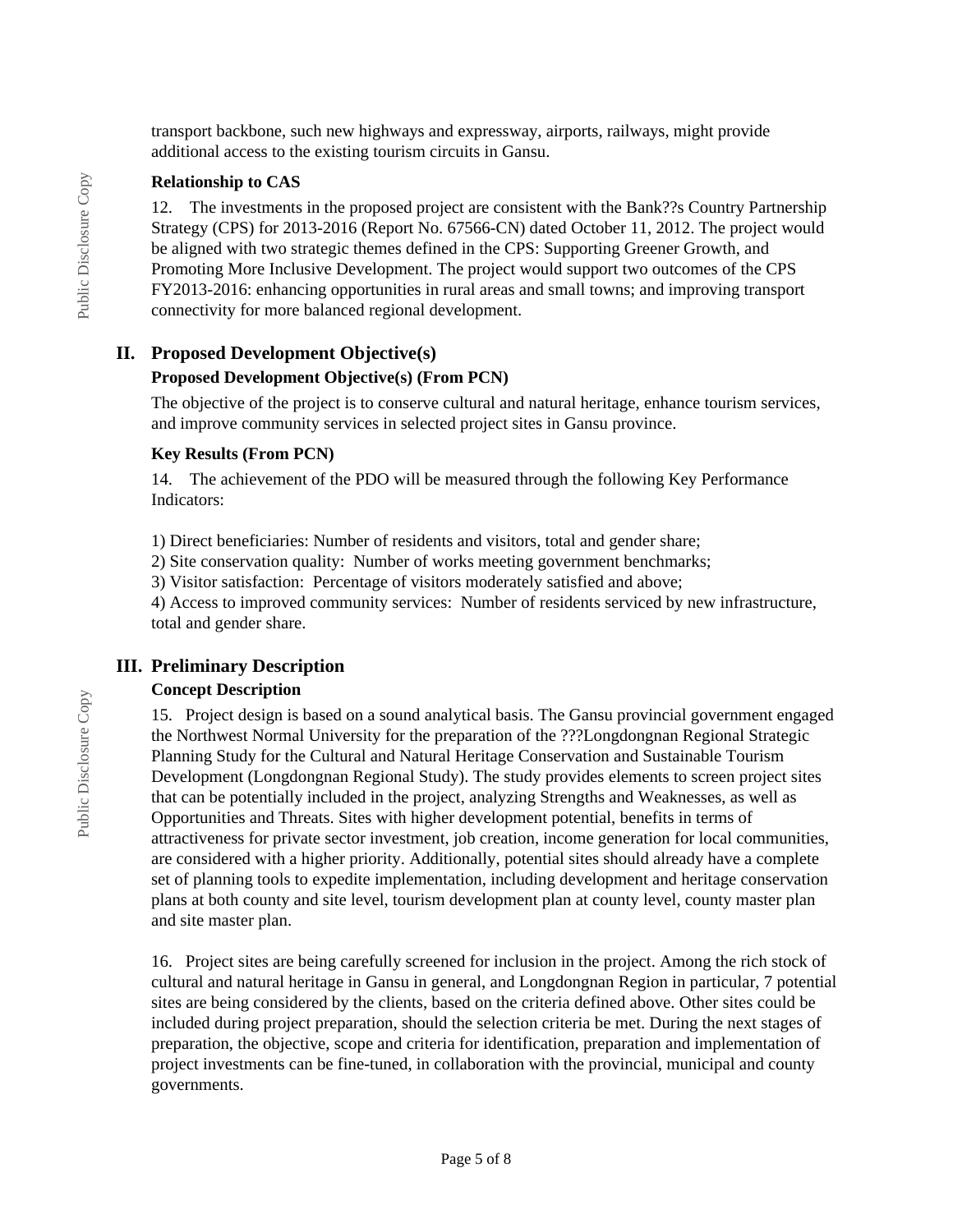transport backbone, such new highways and expressway, airports, railways, might provide additional access to the existing tourism circuits in Gansu.

**Relationship to CAS**

12. The investments in the proposed project are consistent with the Bank??s Country Partnership Strategy (CPS) for 2013-2016 (Report No. 67566-CN) dated October 11, 2012. The project would be aligned with two strategic themes defined in the CPS: Supporting Greener Growth, and Promoting More Inclusive Development. The project would support two outcomes of the CPS FY2013-2016: enhancing opportunities in rural areas and small towns; and improving transport connectivity for more balanced regional development.

## II. Proposed Development Objective(s)

**Proposed Development Objective(s) (From PCN)**

The objective of the project is to conserve cultural and natural heritage, enhance tourism services, and improve community services in selected project sites in Gansu province.

**Key Results (From PCN)**

14. The achievement of the PDO will be measured through the following Key Performance Indicators:

1) Direct beneficiaries: Number of residents and visitors, total and gender share;
2) Site conservation quality: Number of works meeting government benchmarks;
3) Visitor satisfaction: Percentage of visitors moderately satisfied and above;
4) Access to improved community services: Number of residents serviced by new infrastructure, total and gender share.

## III. Preliminary Description

**Concept Description**

15. Project design is based on a sound analytical basis. The Gansu provincial government engaged the Northwest Normal University for the preparation of the ???Longdongnan Regional Strategic Planning Study for the Cultural and Natural Heritage Conservation and Sustainable Tourism Development (Longdongnan Regional Study). The study provides elements to screen project sites that can be potentially included in the project, analyzing Strengths and Weaknesses, as well as Opportunities and Threats. Sites with higher development potential, benefits in terms of attractiveness for private sector investment, job creation, income generation for local communities, are considered with a higher priority. Additionally, potential sites should already have a complete set of planning tools to expedite implementation, including development and heritage conservation plans at both county and site level, tourism development plan at county level, county master plan and site master plan.

16. Project sites are being carefully screened for inclusion in the project. Among the rich stock of cultural and natural heritage in Gansu in general, and Longdongnan Region in particular, 7 potential sites are being considered by the clients, based on the criteria defined above. Other sites could be included during project preparation, should the selection criteria be met. During the next stages of preparation, the objective, scope and criteria for identification, preparation and implementation of project investments can be fine-tuned, in collaboration with the provincial, municipal and county governments.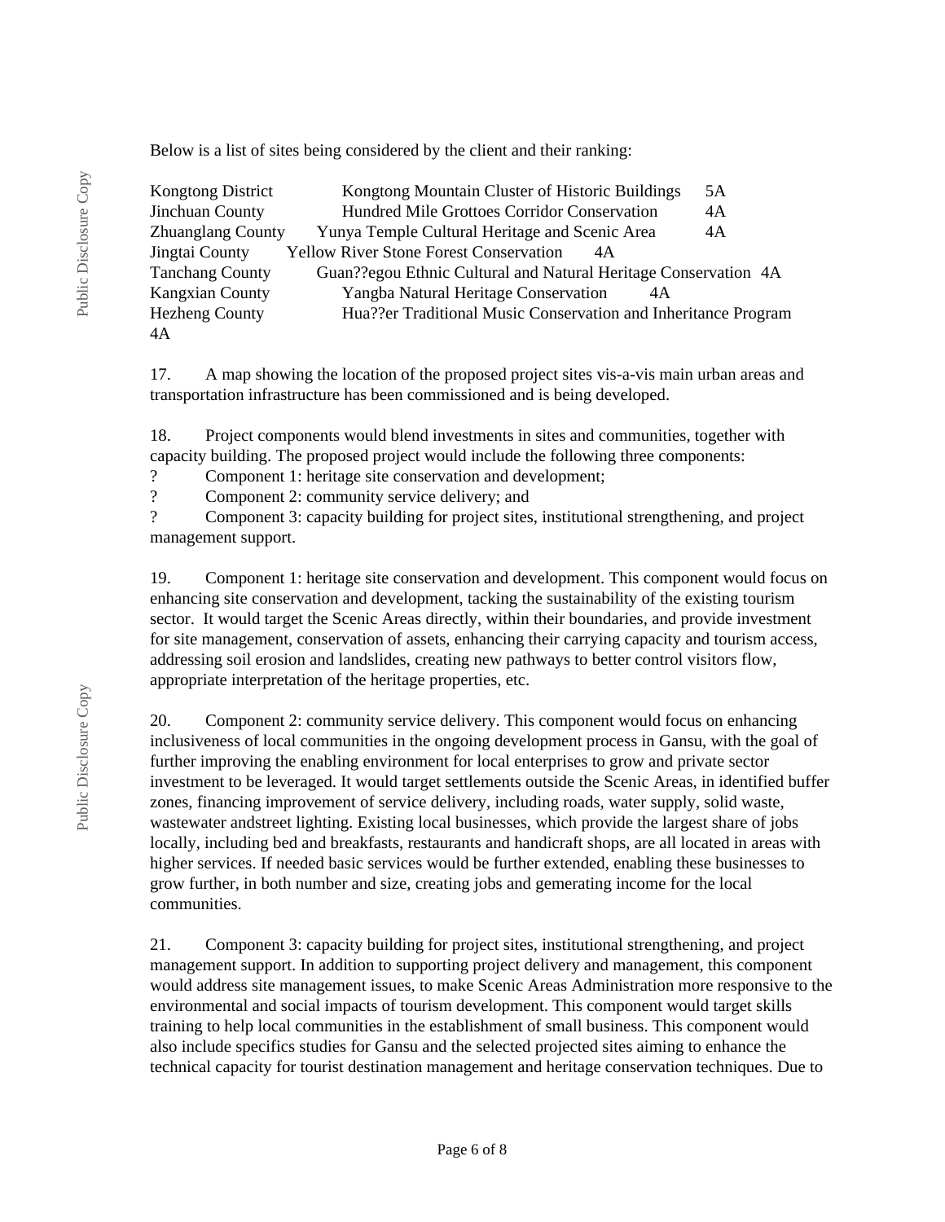Below is a list of sites being considered by the client and their ranking:

| | | |
|---|---|---|
| Kongtong District | Kongtong Mountain Cluster of Historic Buildings | 5A |
| Jinchuan County | Hundred Mile Grottoes Corridor Conservation | 4A |
| Zhuanglang County | Yunya Temple Cultural Heritage and Scenic Area | 4A |
| Jingtai County | Yellow River Stone Forest Conservation | 4A |
| Tanchang County | Guan??egou Ethnic Cultural and Natural Heritage Conservation | 4A |
| Kangxian County | Yangba Natural Heritage Conservation | 4A |
| Hezheng County | Hua??er Traditional Music Conservation and Inheritance Program | 4A |

17. A map showing the location of the proposed project sites vis-a-vis main urban areas and transportation infrastructure has been commissioned and is being developed.

18. Project components would blend investments in sites and communities, together with capacity building. The proposed project would include the following three components:

? Component 1: heritage site conservation and development;

? Component 2: community service delivery; and

? Component 3: capacity building for project sites, institutional strengthening, and project management support.

19. Component 1: heritage site conservation and development. This component would focus on enhancing site conservation and development, tacking the sustainability of the existing tourism sector. It would target the Scenic Areas directly, within their boundaries, and provide investment for site management, conservation of assets, enhancing their carrying capacity and tourism access, addressing soil erosion and landslides, creating new pathways to better control visitors flow, appropriate interpretation of the heritage properties, etc.

20. Component 2: community service delivery. This component would focus on enhancing inclusiveness of local communities in the ongoing development process in Gansu, with the goal of further improving the enabling environment for local enterprises to grow and private sector investment to be leveraged. It would target settlements outside the Scenic Areas, in identified buffer zones, financing improvement of service delivery, including roads, water supply, solid waste, wastewater andstreet lighting. Existing local businesses, which provide the largest share of jobs locally, including bed and breakfasts, restaurants and handicraft shops, are all located in areas with higher services. If needed basic services would be further extended, enabling these businesses to grow further, in both number and size, creating jobs and gemerating income for the local communities.

21. Component 3: capacity building for project sites, institutional strengthening, and project management support. In addition to supporting project delivery and management, this component would address site management issues, to make Scenic Areas Administration more responsive to the environmental and social impacts of tourism development. This component would target skills training to help local communities in the establishment of small business. This component would also include specifics studies for Gansu and the selected projected sites aiming to enhance the technical capacity for tourist destination management and heritage conservation techniques. Due to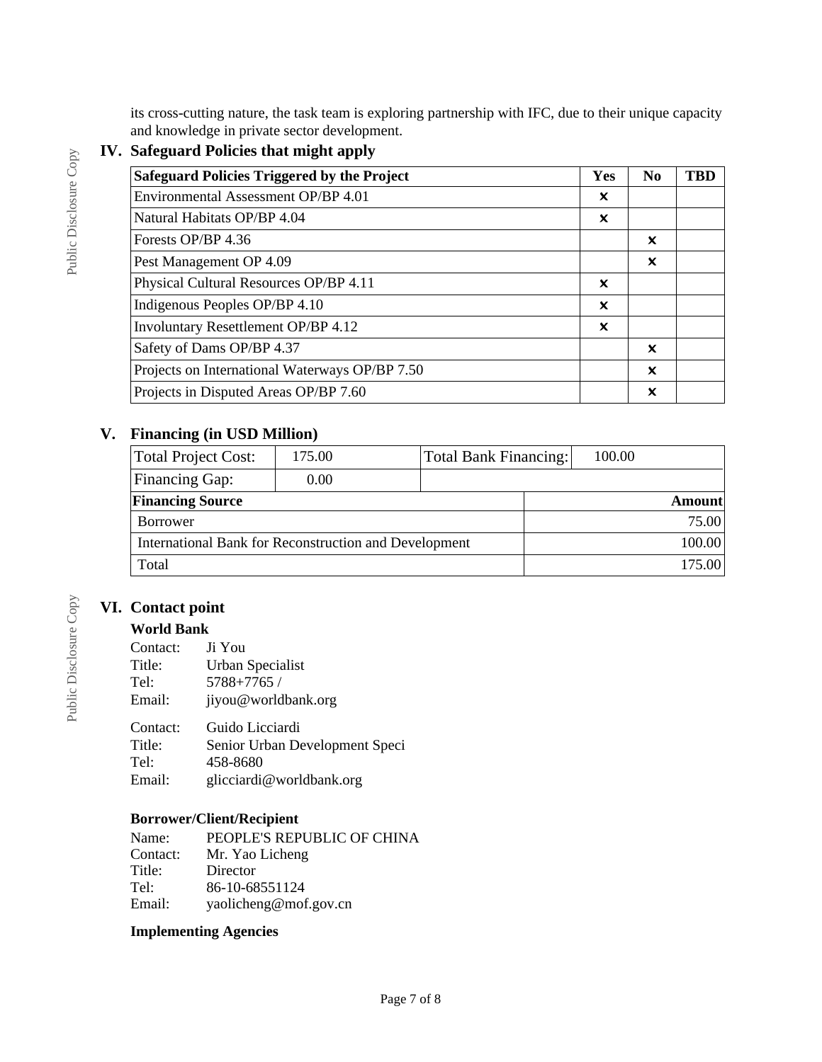its cross-cutting nature, the task team is exploring partnership with IFC, due to their unique capacity and knowledge in private sector development.

## IV. Safeguard Policies that might apply

| Safeguard Policies Triggered by the Project | Yes | No | TBD |
|---|---|---|---|
| Environmental Assessment OP/BP 4.01 | ✕ | | |
| Natural Habitats OP/BP 4.04 | ✕ | | |
| Forests OP/BP 4.36 | | ✕ | |
| Pest Management OP 4.09 | | ✕ | |
| Physical Cultural Resources OP/BP 4.11 | ✕ | | |
| Indigenous Peoples OP/BP 4.10 | ✕ | | |
| Involuntary Resettlement OP/BP 4.12 | ✕ | | |
| Safety of Dams OP/BP 4.37 | | ✕ | |
| Projects on International Waterways OP/BP 7.50 | | ✕ | |
| Projects in Disputed Areas OP/BP 7.60 | | ✕ | |

## V. Financing (in USD Million)

| Total Project Cost: | 175.00 | Total Bank Financing: | 100.00 |
|---|---|---|---|
| Financing Gap: | 0.00 | | |

| Financing Source | Amount |
|---|---|
| Borrower | 75.00 |
| International Bank for Reconstruction and Development | 100.00 |
| Total | 175.00 |

## VI. Contact point

### World Bank

Contact: Ji You
Title: Urban Specialist
Tel: 5788+7765 /
Email: jiyou@worldbank.org

Contact: Guido Licciardi
Title: Senior Urban Development Speci
Tel: 458-8680
Email: glicciardi@worldbank.org

### Borrower/Client/Recipient

Name: PEOPLE'S REPUBLIC OF CHINA
Contact: Mr. Yao Licheng
Title: Director
Tel: 86-10-68551124
Email: yaolicheng@mof.gov.cn

### Implementing Agencies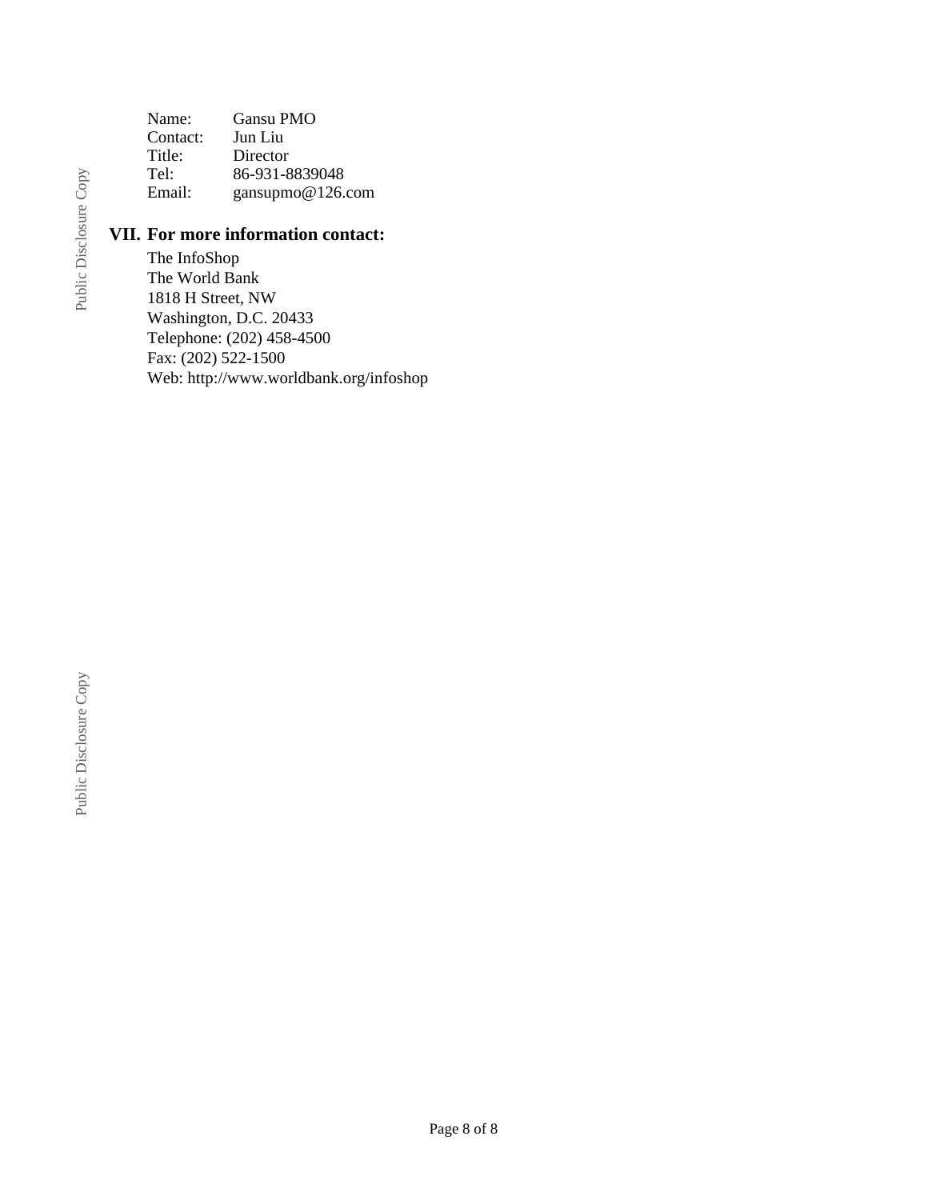Name: Gansu PMO
Contact: Jun Liu
Title: Director
Tel: 86-931-8839048
Email: gansupmo@126.com

## VII. For more information contact:

The InfoShop
The World Bank
1818 H Street, NW
Washington, D.C. 20433
Telephone: (202) 458-4500
Fax: (202) 522-1500
Web: http://www.worldbank.org/infoshop